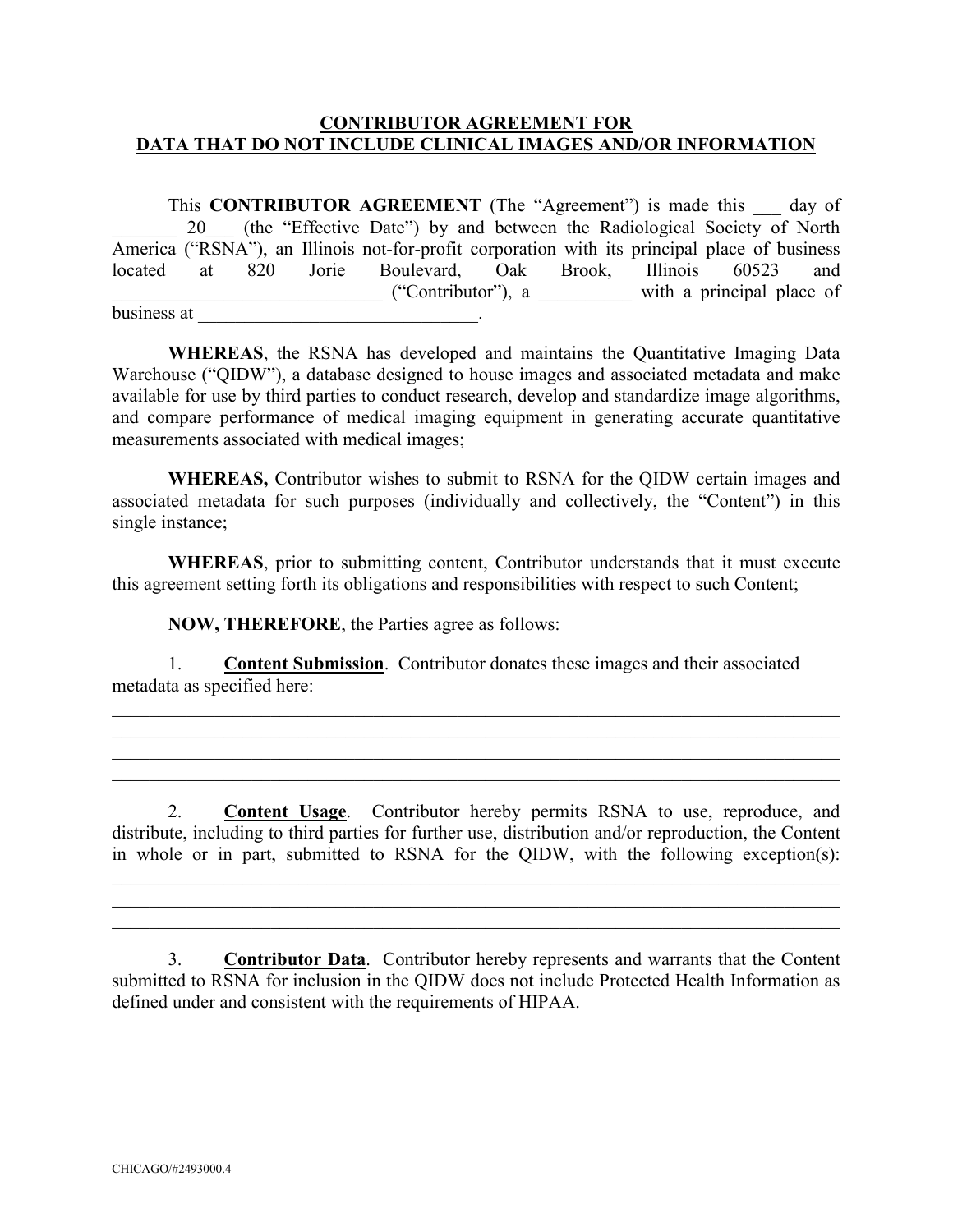## CONTRIBUTOR AGREEMENT FOR DATA THAT DO NOT INCLUDE CLINICAL IMAGES AND/OR INFORMATION

This **CONTRIBUTOR AGREEMENT** (The "Agreement") is made this ___ day of _______ 20___ (the "Effective Date") by and between the Radiological Society of North America ("RSNA"), an Illinois not-for-profit corporation with its principal place of business located at 820 Jorie Boulevard, Oak Brook, Illinois 60523 and _____________________________ ("Contributor"), a __________ with a principal place of business at ______________________________.

**WHEREAS**, the RSNA has developed and maintains the Quantitative Imaging Data Warehouse ("QIDW"), a database designed to house images and associated metadata and make available for use by third parties to conduct research, develop and standardize image algorithms, and compare performance of medical imaging equipment in generating accurate quantitative measurements associated with medical images;

**WHEREAS,** Contributor wishes to submit to RSNA for the QIDW certain images and associated metadata for such purposes (individually and collectively, the "Content") in this single instance;

**WHEREAS**, prior to submitting content, Contributor understands that it must execute this agreement setting forth its obligations and responsibilities with respect to such Content;

**NOW, THEREFORE**, the Parties agree as follows:

1. **Content Submission**. Contributor donates these images and their associated metadata as specified here:
________________________________________________________________________________
________________________________________________________________________________
________________________________________________________________________________
________________________________________________________________________________

2. **Content Usage**. Contributor hereby permits RSNA to use, reproduce, and distribute, including to third parties for further use, distribution and/or reproduction, the Content in whole or in part, submitted to RSNA for the QIDW, with the following exception(s):
________________________________________________________________________________
________________________________________________________________________________
________________________________________________________________________________

3. **Contributor Data**. Contributor hereby represents and warrants that the Content submitted to RSNA for inclusion in the QIDW does not include Protected Health Information as defined under and consistent with the requirements of HIPAA.

CHICAGO/#2493000.4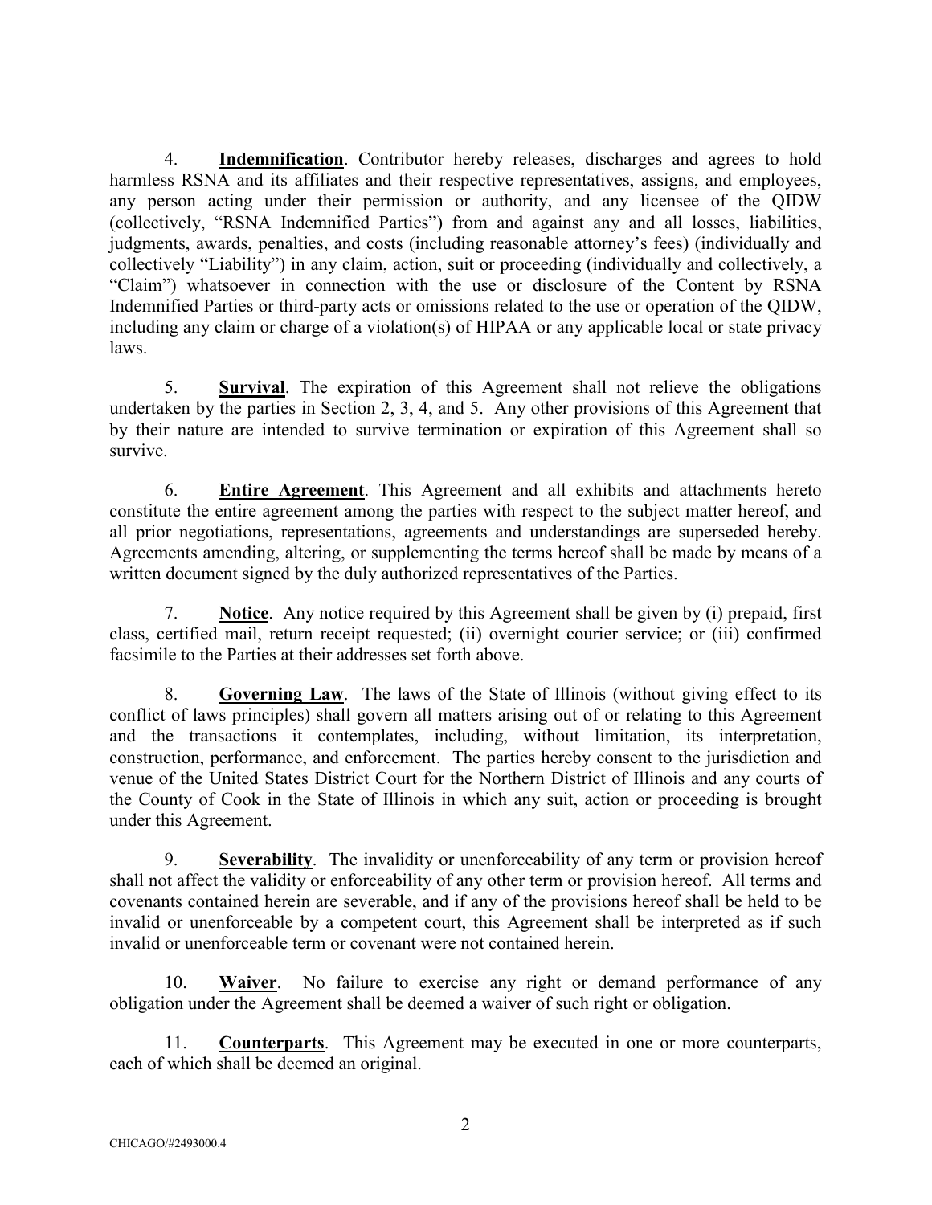4. **Indemnification**. Contributor hereby releases, discharges and agrees to hold harmless RSNA and its affiliates and their respective representatives, assigns, and employees, any person acting under their permission or authority, and any licensee of the QIDW (collectively, "RSNA Indemnified Parties") from and against any and all losses, liabilities, judgments, awards, penalties, and costs (including reasonable attorney's fees) (individually and collectively "Liability") in any claim, action, suit or proceeding (individually and collectively, a "Claim") whatsoever in connection with the use or disclosure of the Content by RSNA Indemnified Parties or third-party acts or omissions related to the use or operation of the QIDW, including any claim or charge of a violation(s) of HIPAA or any applicable local or state privacy laws.

5. **Survival**. The expiration of this Agreement shall not relieve the obligations undertaken by the parties in Section 2, 3, 4, and 5. Any other provisions of this Agreement that by their nature are intended to survive termination or expiration of this Agreement shall so survive.

6. **Entire Agreement**. This Agreement and all exhibits and attachments hereto constitute the entire agreement among the parties with respect to the subject matter hereof, and all prior negotiations, representations, agreements and understandings are superseded hereby. Agreements amending, altering, or supplementing the terms hereof shall be made by means of a written document signed by the duly authorized representatives of the Parties.

7. **Notice**. Any notice required by this Agreement shall be given by (i) prepaid, first class, certified mail, return receipt requested; (ii) overnight courier service; or (iii) confirmed facsimile to the Parties at their addresses set forth above.

8. **Governing Law**. The laws of the State of Illinois (without giving effect to its conflict of laws principles) shall govern all matters arising out of or relating to this Agreement and the transactions it contemplates, including, without limitation, its interpretation, construction, performance, and enforcement. The parties hereby consent to the jurisdiction and venue of the United States District Court for the Northern District of Illinois and any courts of the County of Cook in the State of Illinois in which any suit, action or proceeding is brought under this Agreement.

9. **Severability**. The invalidity or unenforceability of any term or provision hereof shall not affect the validity or enforceability of any other term or provision hereof. All terms and covenants contained herein are severable, and if any of the provisions hereof shall be held to be invalid or unenforceable by a competent court, this Agreement shall be interpreted as if such invalid or unenforceable term or covenant were not contained herein.

10. **Waiver**. No failure to exercise any right or demand performance of any obligation under the Agreement shall be deemed a waiver of such right or obligation.

11. **Counterparts**. This Agreement may be executed in one or more counterparts, each of which shall be deemed an original.

CHICAGO/#2493000.4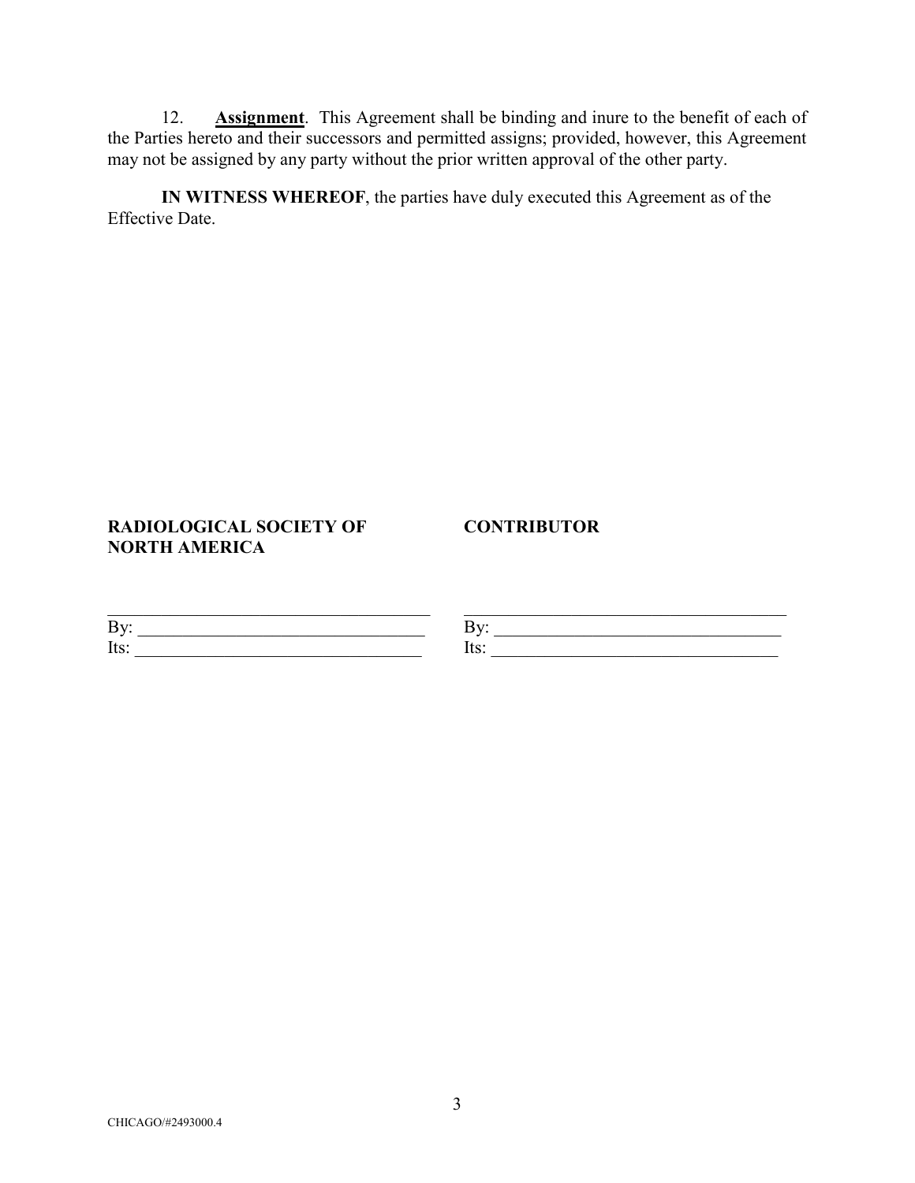12. **Assignment**. This Agreement shall be binding and inure to the benefit of each of the Parties hereto and their successors and permitted assigns; provided, however, this Agreement may not be assigned by any party without the prior written approval of the other party.

**IN WITNESS WHEREOF**, the parties have duly executed this Agreement as of the Effective Date.

| | |
|---|---|
| **RADIOLOGICAL SOCIETY OF NORTH AMERICA** | **CONTRIBUTOR** |
| _________________________________ | _________________________________ |
| By: _____________________________ | By: _____________________________ |
| Its: _____________________________ | Its: _____________________________ |

CHICAGO/#2493000.4